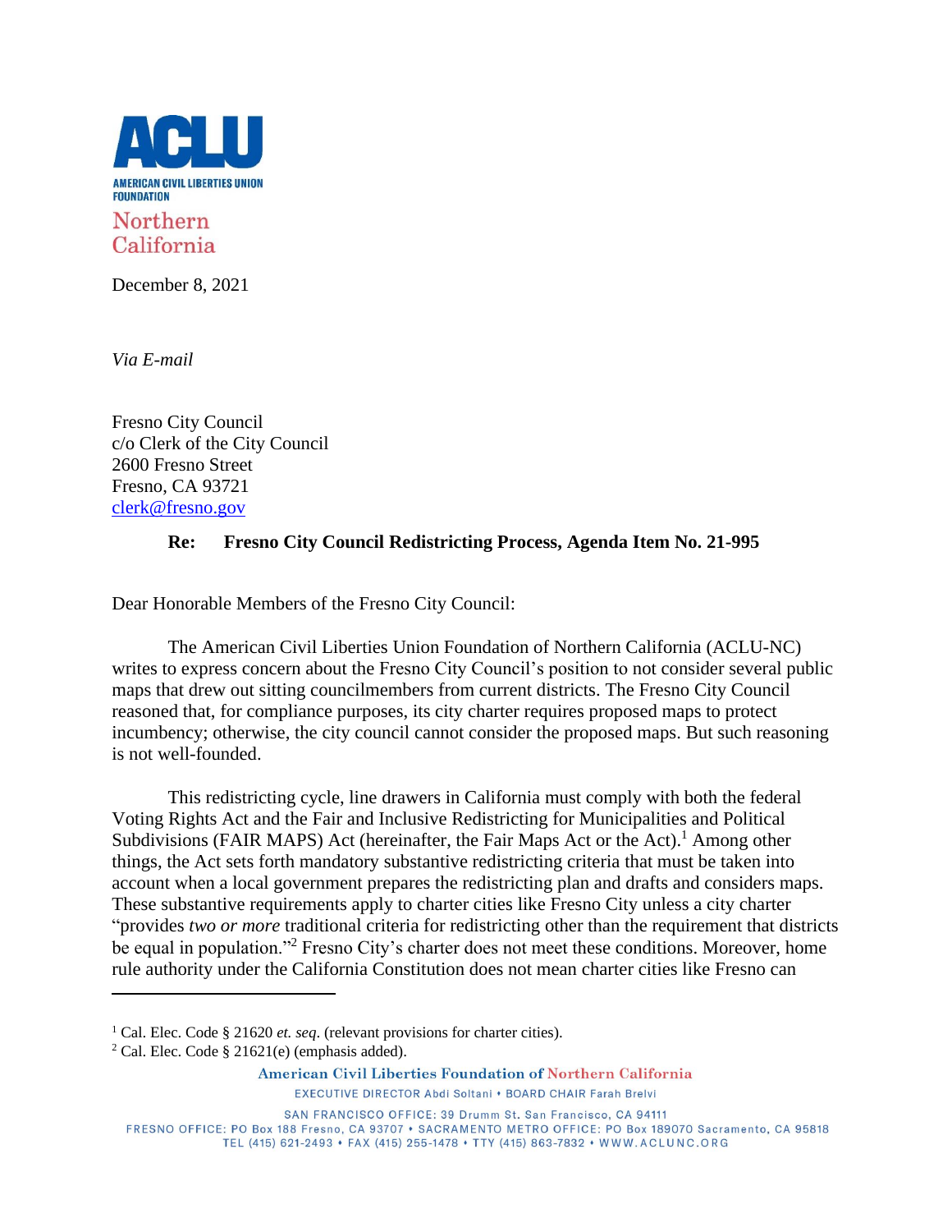ACLU

AMERICAN CIVIL LIBERTIES UNION FOUNDATION

Northern California

December 8, 2021

*Via E-mail*

Fresno City Council
c/o Clerk of the City Council
2600 Fresno Street
Fresno, CA 93721
clerk@fresno.gov

**Re: Fresno City Council Redistricting Process, Agenda Item No. 21-995**

Dear Honorable Members of the Fresno City Council:

The American Civil Liberties Union Foundation of Northern California (ACLU-NC) writes to express concern about the Fresno City Council's position to not consider several public maps that drew out sitting councilmembers from current districts. The Fresno City Council reasoned that, for compliance purposes, its city charter requires proposed maps to protect incumbency; otherwise, the city council cannot consider the proposed maps. But such reasoning is not well-founded.

This redistricting cycle, line drawers in California must comply with both the federal Voting Rights Act and the Fair and Inclusive Redistricting for Municipalities and Political Subdivisions (FAIR MAPS) Act (hereinafter, the Fair Maps Act or the Act).[1] Among other things, the Act sets forth mandatory substantive redistricting criteria that must be taken into account when a local government prepares the redistricting plan and drafts and considers maps. These substantive requirements apply to charter cities like Fresno City unless a city charter "provides *two or more* traditional criteria for redistricting other than the requirement that districts be equal in population."[2] Fresno City's charter does not meet these conditions. Moreover, home rule authority under the California Constitution does not mean charter cities like Fresno can

---

[1] Cal. Elec. Code § 21620 *et. seq*. (relevant provisions for charter cities).

[2] Cal. Elec. Code § 21621(e) (emphasis added).

American Civil Liberties Foundation of Northern California

EXECUTIVE DIRECTOR Abdi Soltani • BOARD CHAIR Farah Brelvi

SAN FRANCISCO OFFICE: 39 Drumm St. San Francisco, CA 94111
FRESNO OFFICE: PO Box 188 Fresno, CA 93707 • SACRAMENTO METRO OFFICE: PO Box 189070 Sacramento, CA 95818
TEL (415) 621-2493 • FAX (415) 255-1478 • TTY (415) 863-7832 • WWW.ACLUNC.ORG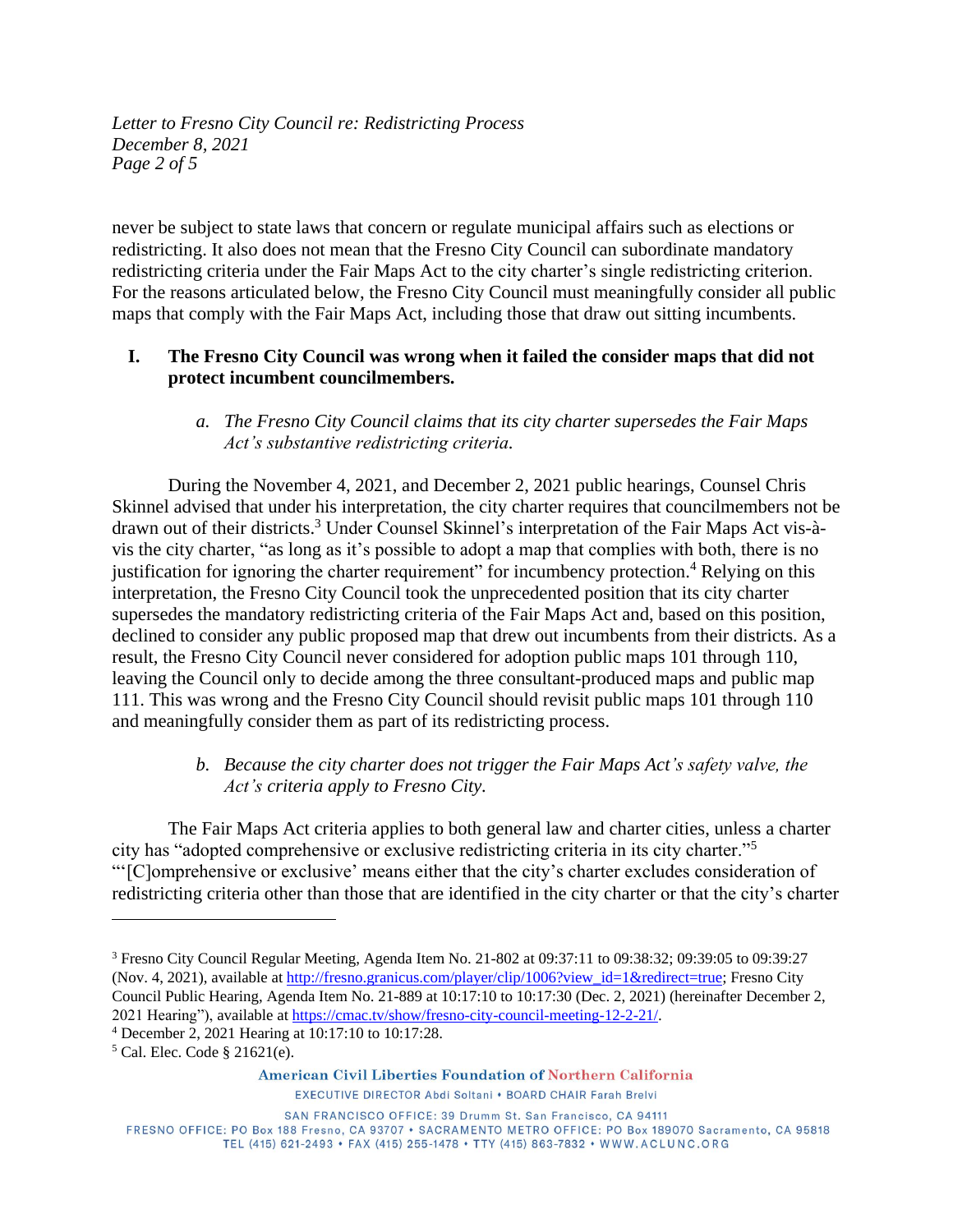never be subject to state laws that concern or regulate municipal affairs such as elections or redistricting. It also does not mean that the Fresno City Council can subordinate mandatory redistricting criteria under the Fair Maps Act to the city charter's single redistricting criterion. For the reasons articulated below, the Fresno City Council must meaningfully consider all public maps that comply with the Fair Maps Act, including those that draw out sitting incumbents.

## I. The Fresno City Council was wrong when it failed the consider maps that did not protect incumbent councilmembers.

### *a. The Fresno City Council claims that its city charter supersedes the Fair Maps Act's substantive redistricting criteria.*

During the November 4, 2021, and December 2, 2021 public hearings, Counsel Chris Skinnel advised that under his interpretation, the city charter requires that councilmembers not be drawn out of their districts.[3] Under Counsel Skinnel's interpretation of the Fair Maps Act vis-à-vis the city charter, "as long as it's possible to adopt a map that complies with both, there is no justification for ignoring the charter requirement" for incumbency protection.[4] Relying on this interpretation, the Fresno City Council took the unprecedented position that its city charter supersedes the mandatory redistricting criteria of the Fair Maps Act and, based on this position, declined to consider any public proposed map that drew out incumbents from their districts. As a result, the Fresno City Council never considered for adoption public maps 101 through 110, leaving the Council only to decide among the three consultant-produced maps and public map 111. This was wrong and the Fresno City Council should revisit public maps 101 through 110 and meaningfully consider them as part of its redistricting process.

### *b. Because the city charter does not trigger the Fair Maps Act's safety valve, the Act's criteria apply to Fresno City.*

The Fair Maps Act criteria applies to both general law and charter cities, unless a charter city has "adopted comprehensive or exclusive redistricting criteria in its city charter."[5] "'[C]omprehensive or exclusive' means either that the city's charter excludes consideration of redistricting criteria other than those that are identified in the city charter or that the city's charter

---

[3] Fresno City Council Regular Meeting, Agenda Item No. 21-802 at 09:37:11 to 09:38:32; 09:39:05 to 09:39:27 (Nov. 4, 2021), available at http://fresno.granicus.com/player/clip/1006?view_id=1&redirect=true; Fresno City Council Public Hearing, Agenda Item No. 21-889 at 10:17:10 to 10:17:30 (Dec. 2, 2021) (hereinafter December 2, 2021 Hearing"), available at https://cmac.tv/show/fresno-city-council-meeting-12-2-21/.

[4] December 2, 2021 Hearing at 10:17:10 to 10:17:28.

[5] Cal. Elec. Code § 21621(e).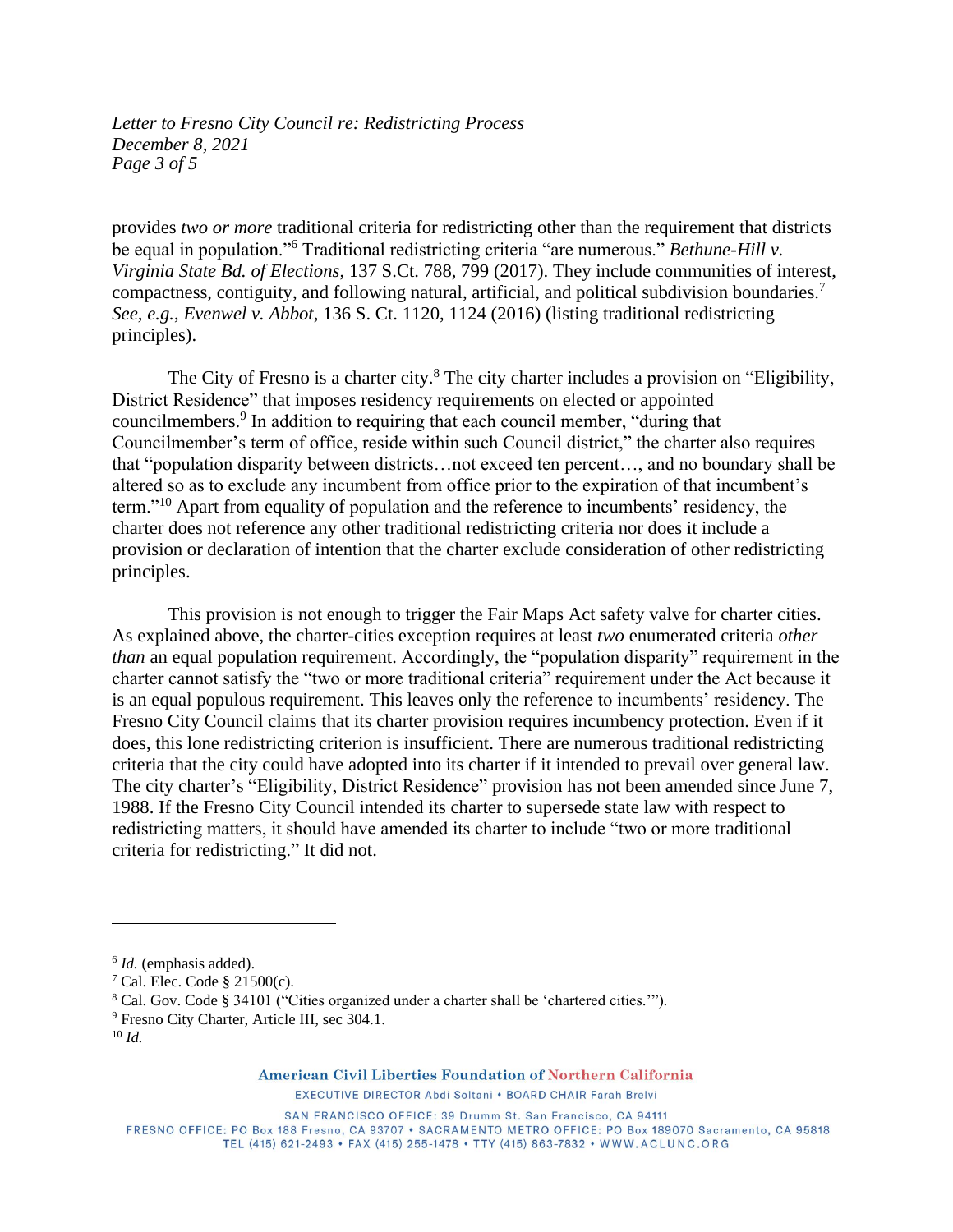provides *two or more* traditional criteria for redistricting other than the requirement that districts be equal in population."[6] Traditional redistricting criteria "are numerous." *Bethune-Hill v. Virginia State Bd. of Elections*, 137 S.Ct. 788, 799 (2017). They include communities of interest, compactness, contiguity, and following natural, artificial, and political subdivision boundaries.[7] *See, e.g.*, *Evenwel v. Abbot*, 136 S. Ct. 1120, 1124 (2016) (listing traditional redistricting principles).

The City of Fresno is a charter city.[8] The city charter includes a provision on "Eligibility, District Residence" that imposes residency requirements on elected or appointed councilmembers.[9] In addition to requiring that each council member, "during that Councilmember's term of office, reside within such Council district," the charter also requires that "population disparity between districts…not exceed ten percent…, and no boundary shall be altered so as to exclude any incumbent from office prior to the expiration of that incumbent's term."[10] Apart from equality of population and the reference to incumbents' residency, the charter does not reference any other traditional redistricting criteria nor does it include a provision or declaration of intention that the charter exclude consideration of other redistricting principles.

This provision is not enough to trigger the Fair Maps Act safety valve for charter cities. As explained above, the charter-cities exception requires at least *two* enumerated criteria *other than* an equal population requirement. Accordingly, the "population disparity" requirement in the charter cannot satisfy the "two or more traditional criteria" requirement under the Act because it is an equal populous requirement. This leaves only the reference to incumbents' residency. The Fresno City Council claims that its charter provision requires incumbency protection. Even if it does, this lone redistricting criterion is insufficient. There are numerous traditional redistricting criteria that the city could have adopted into its charter if it intended to prevail over general law. The city charter's "Eligibility, District Residence" provision has not been amended since June 7, 1988. If the Fresno City Council intended its charter to supersede state law with respect to redistricting matters, it should have amended its charter to include "two or more traditional criteria for redistricting." It did not.

---

[6] *Id.* (emphasis added).

[7] Cal. Elec. Code § 21500(c).

[8] Cal. Gov. Code § 34101 ("Cities organized under a charter shall be 'chartered cities.'").

[9] Fresno City Charter, Article III, sec 304.1.

[10] *Id.*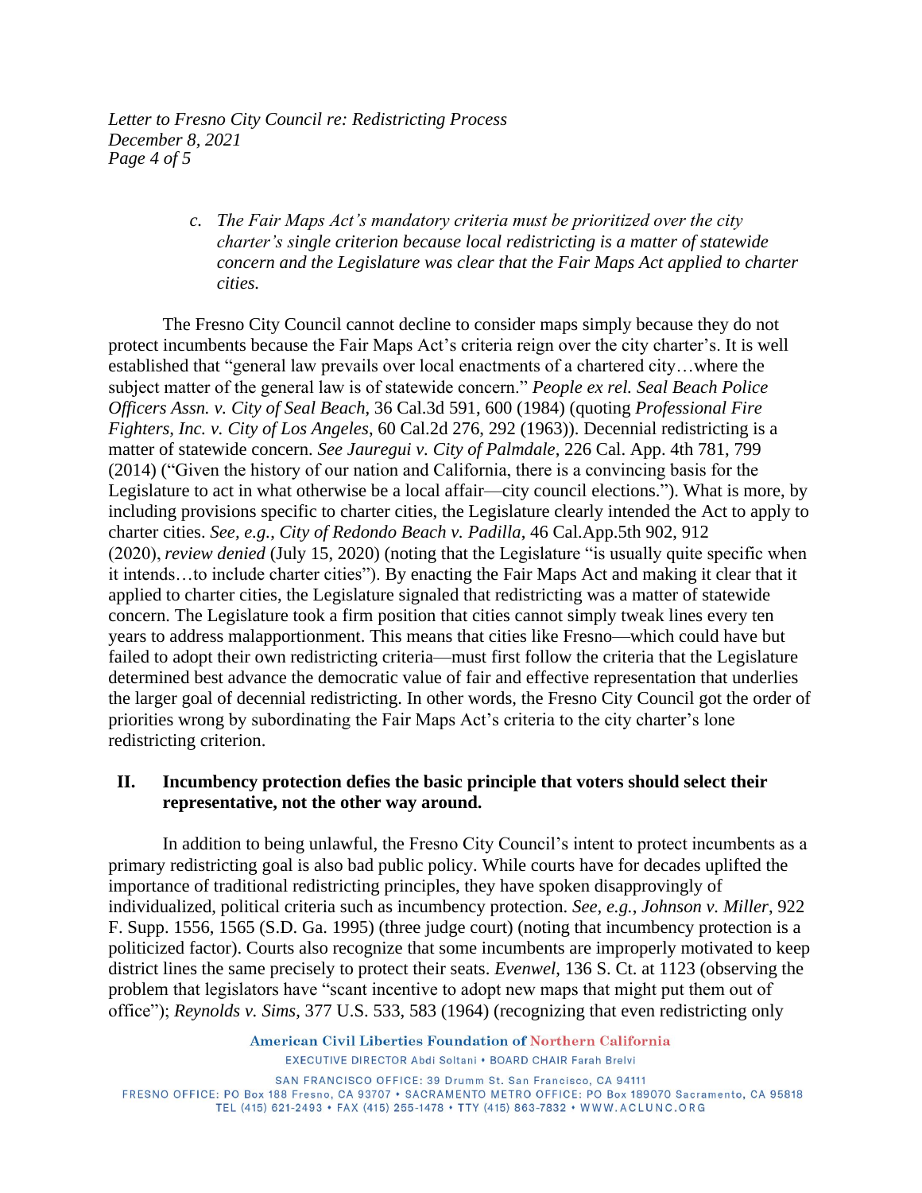*c. The Fair Maps Act's mandatory criteria must be prioritized over the city charter's single criterion because local redistricting is a matter of statewide concern and the Legislature was clear that the Fair Maps Act applied to charter cities.*

The Fresno City Council cannot decline to consider maps simply because they do not protect incumbents because the Fair Maps Act's criteria reign over the city charter's. It is well established that "general law prevails over local enactments of a chartered city…where the subject matter of the general law is of statewide concern." *People ex rel. Seal Beach Police Officers Assn. v. City of Seal Beach*, 36 Cal.3d 591, 600 (1984) (quoting *Professional Fire Fighters, Inc. v. City of Los Angeles*, 60 Cal.2d 276, 292 (1963)). Decennial redistricting is a matter of statewide concern. *See Jauregui v. City of Palmdale*, 226 Cal. App. 4th 781, 799 (2014) ("Given the history of our nation and California, there is a convincing basis for the Legislature to act in what otherwise be a local affair—city council elections."). What is more, by including provisions specific to charter cities, the Legislature clearly intended the Act to apply to charter cities. *See, e.g.*, *City of Redondo Beach v. Padilla*, 46 Cal.App.5th 902, 912 (2020), *review denied* (July 15, 2020) (noting that the Legislature "is usually quite specific when it intends…to include charter cities"). By enacting the Fair Maps Act and making it clear that it applied to charter cities, the Legislature signaled that redistricting was a matter of statewide concern. The Legislature took a firm position that cities cannot simply tweak lines every ten years to address malapportionment. This means that cities like Fresno—which could have but failed to adopt their own redistricting criteria—must first follow the criteria that the Legislature determined best advance the democratic value of fair and effective representation that underlies the larger goal of decennial redistricting. In other words, the Fresno City Council got the order of priorities wrong by subordinating the Fair Maps Act's criteria to the city charter's lone redistricting criterion.

## II. Incumbency protection defies the basic principle that voters should select their representative, not the other way around.

In addition to being unlawful, the Fresno City Council's intent to protect incumbents as a primary redistricting goal is also bad public policy. While courts have for decades uplifted the importance of traditional redistricting principles, they have spoken disapprovingly of individualized, political criteria such as incumbency protection. *See, e.g.*, *Johnson v. Miller*, 922 F. Supp. 1556, 1565 (S.D. Ga. 1995) (three judge court) (noting that incumbency protection is a politicized factor). Courts also recognize that some incumbents are improperly motivated to keep district lines the same precisely to protect their seats. *Evenwel*, 136 S. Ct. at 1123 (observing the problem that legislators have "scant incentive to adopt new maps that might put them out of office"); *Reynolds v. Sims*, 377 U.S. 533, 583 (1964) (recognizing that even redistricting only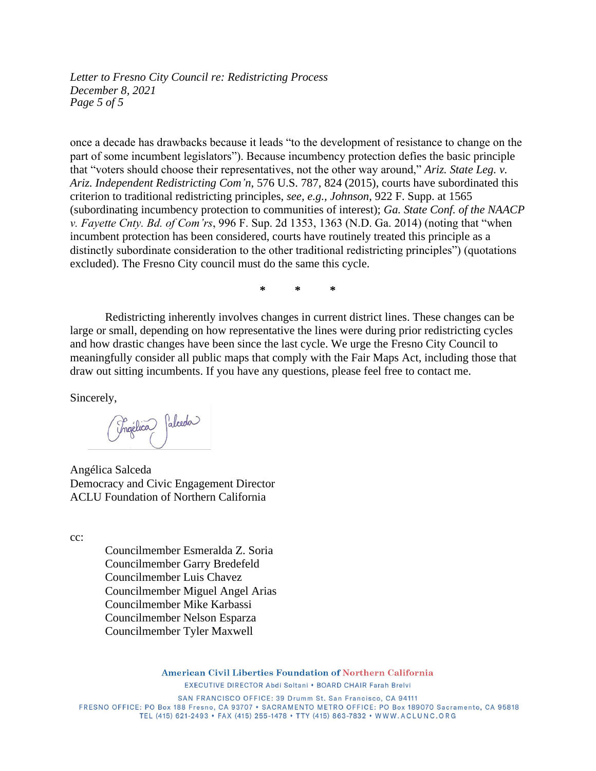once a decade has drawbacks because it leads "to the development of resistance to change on the part of some incumbent legislators"). Because incumbency protection defies the basic principle that "voters should choose their representatives, not the other way around," *Ariz. State Leg. v. Ariz. Independent Redistricting Com'n*, 576 U.S. 787, 824 (2015), courts have subordinated this criterion to traditional redistricting principles, *see, e.g.*, *Johnson*, 922 F. Supp. at 1565 (subordinating incumbency protection to communities of interest); *Ga. State Conf. of the NAACP v. Fayette Cnty. Bd. of Com'rs*, 996 F. Sup. 2d 1353, 1363 (N.D. Ga. 2014) (noting that "when incumbent protection has been considered, courts have routinely treated this principle as a distinctly subordinate consideration to the other traditional redistricting principles") (quotations excluded). The Fresno City council must do the same this cycle.

\* \* \*

Redistricting inherently involves changes in current district lines. These changes can be large or small, depending on how representative the lines were during prior redistricting cycles and how drastic changes have been since the last cycle. We urge the Fresno City Council to meaningfully consider all public maps that comply with the Fair Maps Act, including those that draw out sitting incumbents. If you have any questions, please feel free to contact me.

Sincerely,

Angélica Salceda

Angélica Salceda
Democracy and Civic Engagement Director
ACLU Foundation of Northern California

cc:

Councilmember Esmeralda Z. Soria
Councilmember Garry Bredefeld
Councilmember Luis Chavez
Councilmember Miguel Angel Arias
Councilmember Mike Karbassi
Councilmember Nelson Esparza
Councilmember Tyler Maxwell